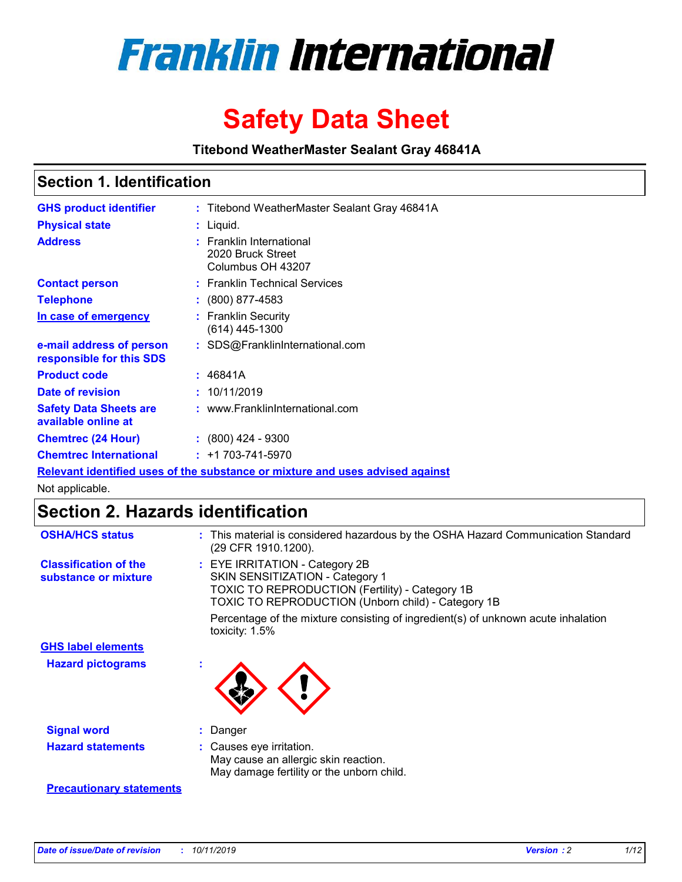# Franklin International

# Safety Data Sheet

**Titebond WeatherMaster Sealant Gray 46841A**

## Section 1. Identification

| | | |
|---|---|---|
| **GHS product identifier** | : | Titebond WeatherMaster Sealant Gray 46841A |
| **Physical state** | : | Liquid. |
| **Address** | : | Franklin International<br>2020 Bruck Street<br>Columbus OH 43207 |
| **Contact person** | : | Franklin Technical Services |
| **Telephone** | : | (800) 877-4583 |
| **In case of emergency** | : | Franklin Security<br>(614) 445-1300 |
| **e-mail address of person responsible for this SDS** | : | SDS@FranklinInternational.com |
| **Product code** | : | 46841A |
| **Date of revision** | : | 10/11/2019 |
| **Safety Data Sheets are available online at** | : | www.FranklinInternational.com |
| **Chemtrec (24 Hour)** | : | (800) 424 - 9300 |
| **Chemtrec International** | : | +1 703-741-5970 |

**Relevant identified uses of the substance or mixture and uses advised against**

Not applicable.

## Section 2. Hazards identification

| | | |
|---|---|---|
| **OSHA/HCS status** | : | This material is considered hazardous by the OSHA Hazard Communication Standard (29 CFR 1910.1200). |
| **Classification of the substance or mixture** | : | EYE IRRITATION - Category 2B<br>SKIN SENSITIZATION - Category 1<br>TOXIC TO REPRODUCTION (Fertility) - Category 1B<br>TOXIC TO REPRODUCTION (Unborn child) - Category 1B<br><br>Percentage of the mixture consisting of ingredient(s) of unknown acute inhalation toxicity: 1.5% |

**GHS label elements**

| | | |
|---|---|---|
| **Hazard pictograms** | : | |
| **Signal word** | : | Danger |
| **Hazard statements** | : | Causes eye irritation.<br>May cause an allergic skin reaction.<br>May damage fertility or the unborn child. |

**Precautionary statements**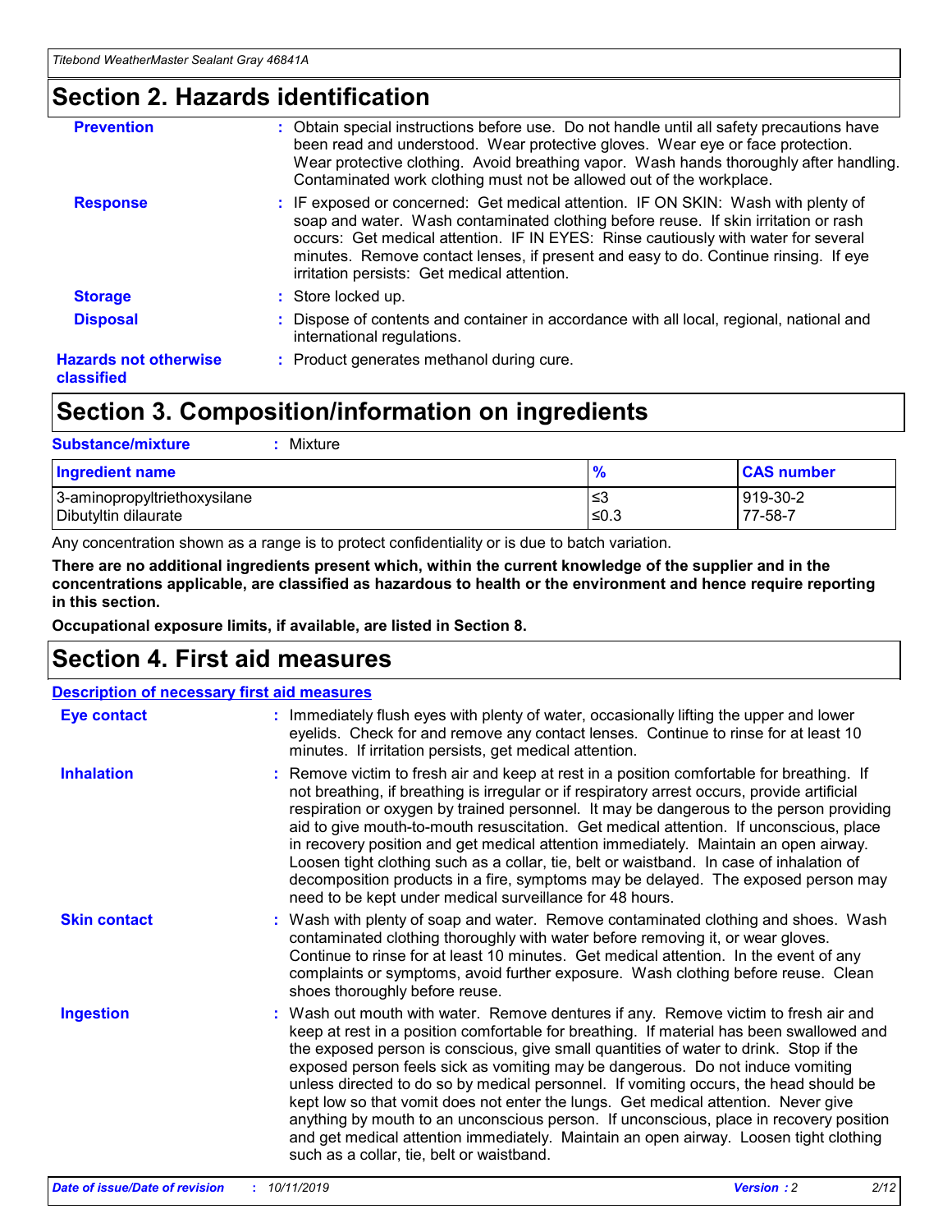# Section 2. Hazards identification

**Prevention** : Obtain special instructions before use. Do not handle until all safety precautions have been read and understood. Wear protective gloves. Wear eye or face protection. Wear protective clothing. Avoid breathing vapor. Wash hands thoroughly after handling. Contaminated work clothing must not be allowed out of the workplace.

**Response** : IF exposed or concerned: Get medical attention. IF ON SKIN: Wash with plenty of soap and water. Wash contaminated clothing before reuse. If skin irritation or rash occurs: Get medical attention. IF IN EYES: Rinse cautiously with water for several minutes. Remove contact lenses, if present and easy to do. Continue rinsing. If eye irritation persists: Get medical attention.

**Storage** : Store locked up.

**Disposal** : Dispose of contents and container in accordance with all local, regional, national and international regulations.

**Hazards not otherwise classified** : Product generates methanol during cure.

# Section 3. Composition/information on ingredients

**Substance/mixture** : Mixture

| Ingredient name | % | CAS number |
| --- | --- | --- |
| 3-aminopropyltriethoxysilane | ≤3 | 919-30-2 |
| Dibutyltin dilaurate | ≤0.3 | 77-58-7 |

Any concentration shown as a range is to protect confidentiality or is due to batch variation.

**There are no additional ingredients present which, within the current knowledge of the supplier and in the concentrations applicable, are classified as hazardous to health or the environment and hence require reporting in this section.**

**Occupational exposure limits, if available, are listed in Section 8.**

# Section 4. First aid measures

## Description of necessary first aid measures

**Eye contact** : Immediately flush eyes with plenty of water, occasionally lifting the upper and lower eyelids. Check for and remove any contact lenses. Continue to rinse for at least 10 minutes. If irritation persists, get medical attention.

**Inhalation** : Remove victim to fresh air and keep at rest in a position comfortable for breathing. If not breathing, if breathing is irregular or if respiratory arrest occurs, provide artificial respiration or oxygen by trained personnel. It may be dangerous to the person providing aid to give mouth-to-mouth resuscitation. Get medical attention. If unconscious, place in recovery position and get medical attention immediately. Maintain an open airway. Loosen tight clothing such as a collar, tie, belt or waistband. In case of inhalation of decomposition products in a fire, symptoms may be delayed. The exposed person may need to be kept under medical surveillance for 48 hours.

**Skin contact** : Wash with plenty of soap and water. Remove contaminated clothing and shoes. Wash contaminated clothing thoroughly with water before removing it, or wear gloves. Continue to rinse for at least 10 minutes. Get medical attention. In the event of any complaints or symptoms, avoid further exposure. Wash clothing before reuse. Clean shoes thoroughly before reuse.

**Ingestion** : Wash out mouth with water. Remove dentures if any. Remove victim to fresh air and keep at rest in a position comfortable for breathing. If material has been swallowed and the exposed person is conscious, give small quantities of water to drink. Stop if the exposed person feels sick as vomiting may be dangerous. Do not induce vomiting unless directed to do so by medical personnel. If vomiting occurs, the head should be kept low so that vomit does not enter the lungs. Get medical attention. Never give anything by mouth to an unconscious person. If unconscious, place in recovery position and get medical attention immediately. Maintain an open airway. Loosen tight clothing such as a collar, tie, belt or waistband.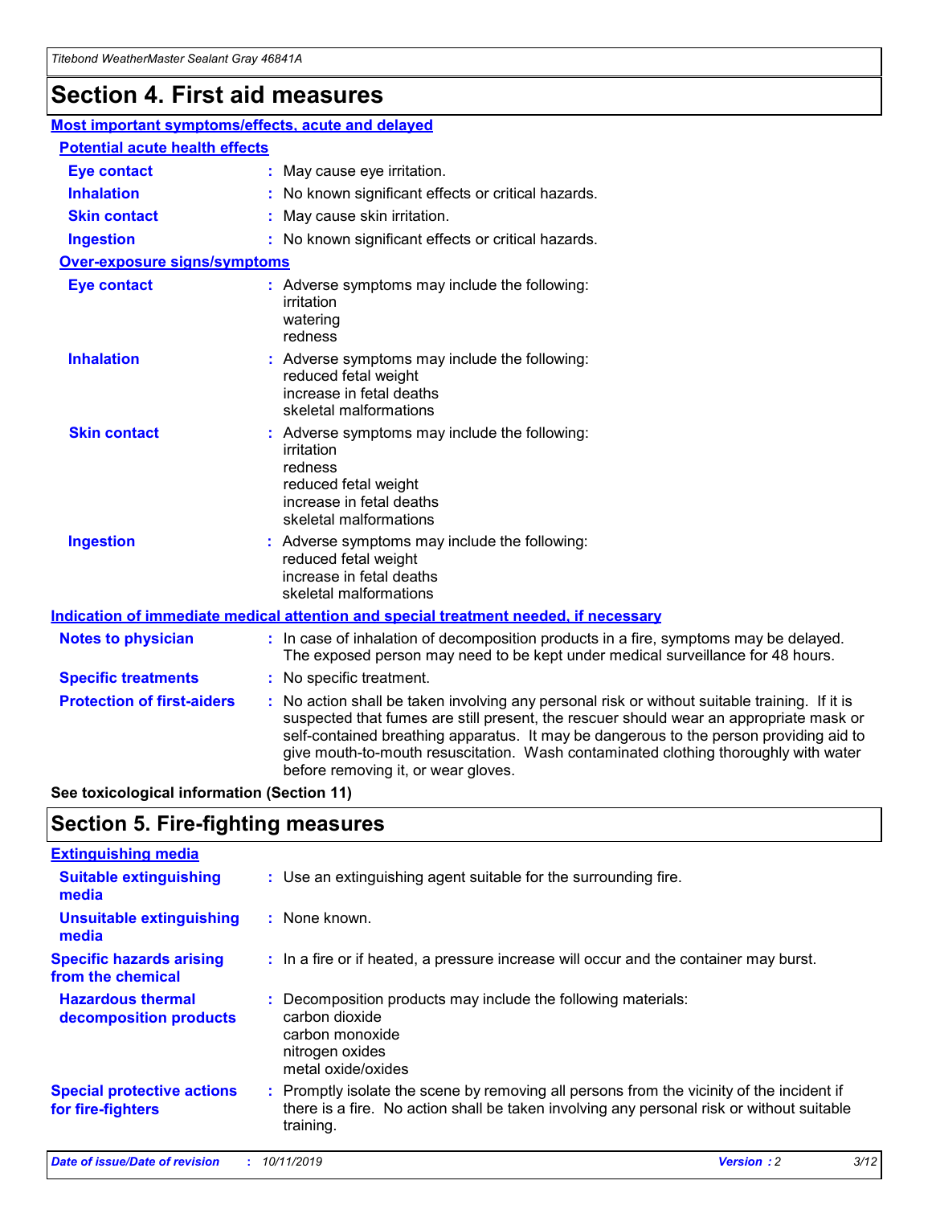# Section 4. First aid measures

## Most important symptoms/effects, acute and delayed

### Potential acute health effects

**Eye contact** : May cause eye irritation.

**Inhalation** : No known significant effects or critical hazards.

**Skin contact** : May cause skin irritation.

**Ingestion** : No known significant effects or critical hazards.

### Over-exposure signs/symptoms

**Eye contact** : Adverse symptoms may include the following:
irritation
watering
redness

**Inhalation** : Adverse symptoms may include the following:
reduced fetal weight
increase in fetal deaths
skeletal malformations

**Skin contact** : Adverse symptoms may include the following:
irritation
redness
reduced fetal weight
increase in fetal deaths
skeletal malformations

**Ingestion** : Adverse symptoms may include the following:
reduced fetal weight
increase in fetal deaths
skeletal malformations

## Indication of immediate medical attention and special treatment needed, if necessary

**Notes to physician** : In case of inhalation of decomposition products in a fire, symptoms may be delayed. The exposed person may need to be kept under medical surveillance for 48 hours.

**Specific treatments** : No specific treatment.

**Protection of first-aiders** : No action shall be taken involving any personal risk or without suitable training. If it is suspected that fumes are still present, the rescuer should wear an appropriate mask or self-contained breathing apparatus. It may be dangerous to the person providing aid to give mouth-to-mouth resuscitation. Wash contaminated clothing thoroughly with water before removing it, or wear gloves.

**See toxicological information (Section 11)**

# Section 5. Fire-fighting measures

## Extinguishing media

**Suitable extinguishing media** : Use an extinguishing agent suitable for the surrounding fire.

**Unsuitable extinguishing media** : None known.

**Specific hazards arising from the chemical** : In a fire or if heated, a pressure increase will occur and the container may burst.

**Hazardous thermal decomposition products** : Decomposition products may include the following materials:
carbon dioxide
carbon monoxide
nitrogen oxides
metal oxide/oxides

**Special protective actions for fire-fighters** : Promptly isolate the scene by removing all persons from the vicinity of the incident if there is a fire. No action shall be taken involving any personal risk or without suitable training.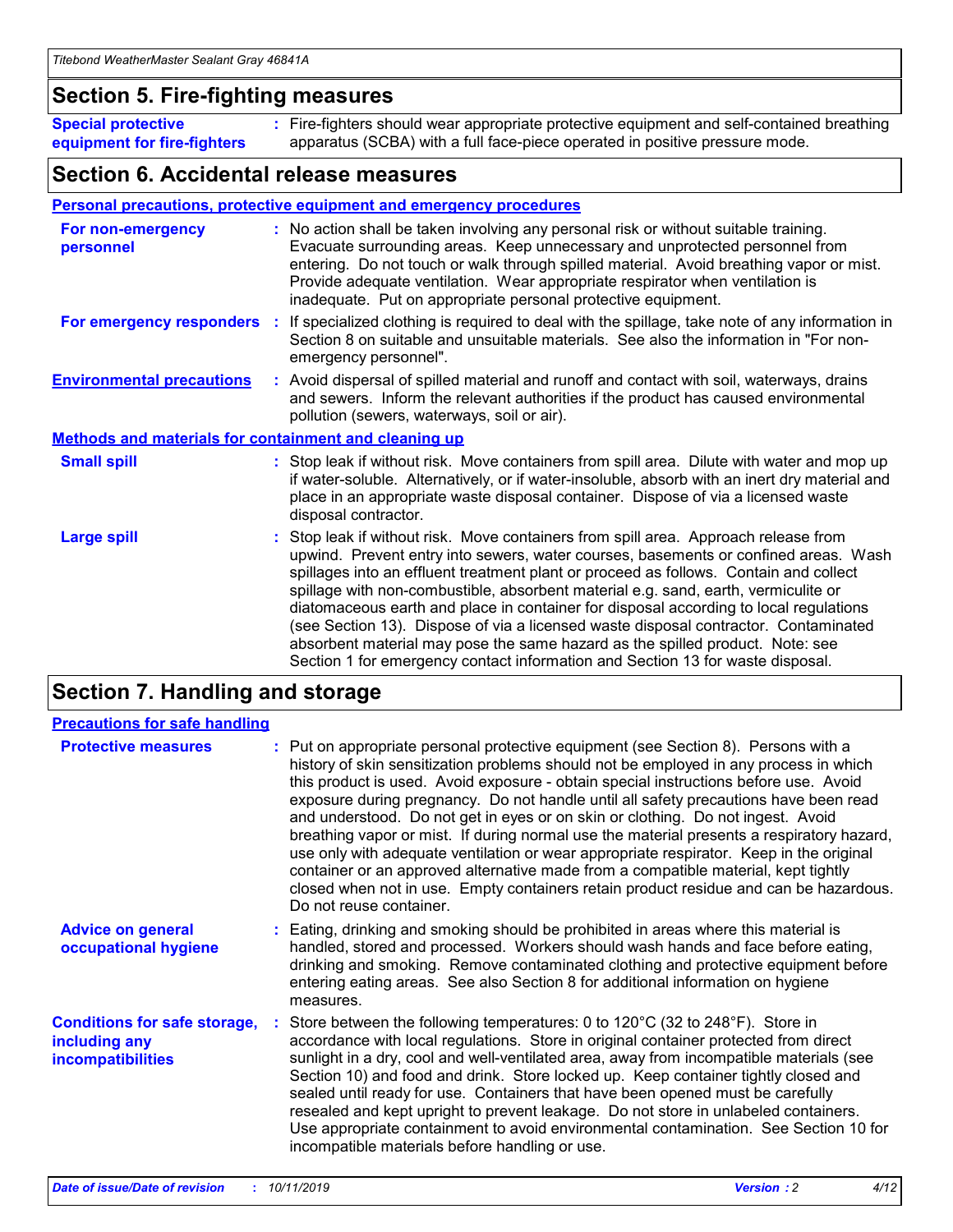## Section 5. Fire-fighting measures

**Special protective equipment for fire-fighters** : Fire-fighters should wear appropriate protective equipment and self-contained breathing apparatus (SCBA) with a full face-piece operated in positive pressure mode.

## Section 6. Accidental release measures

### Personal precautions, protective equipment and emergency procedures

**For non-emergency personnel** : No action shall be taken involving any personal risk or without suitable training. Evacuate surrounding areas. Keep unnecessary and unprotected personnel from entering. Do not touch or walk through spilled material. Avoid breathing vapor or mist. Provide adequate ventilation. Wear appropriate respirator when ventilation is inadequate. Put on appropriate personal protective equipment.

**For emergency responders** : If specialized clothing is required to deal with the spillage, take note of any information in Section 8 on suitable and unsuitable materials. See also the information in "For non-emergency personnel".

**Environmental precautions** : Avoid dispersal of spilled material and runoff and contact with soil, waterways, drains and sewers. Inform the relevant authorities if the product has caused environmental pollution (sewers, waterways, soil or air).

### Methods and materials for containment and cleaning up

**Small spill** : Stop leak if without risk. Move containers from spill area. Dilute with water and mop up if water-soluble. Alternatively, or if water-insoluble, absorb with an inert dry material and place in an appropriate waste disposal container. Dispose of via a licensed waste disposal contractor.

**Large spill** : Stop leak if without risk. Move containers from spill area. Approach release from upwind. Prevent entry into sewers, water courses, basements or confined areas. Wash spillages into an effluent treatment plant or proceed as follows. Contain and collect spillage with non-combustible, absorbent material e.g. sand, earth, vermiculite or diatomaceous earth and place in container for disposal according to local regulations (see Section 13). Dispose of via a licensed waste disposal contractor. Contaminated absorbent material may pose the same hazard as the spilled product. Note: see Section 1 for emergency contact information and Section 13 for waste disposal.

## Section 7. Handling and storage

### Precautions for safe handling

**Protective measures** : Put on appropriate personal protective equipment (see Section 8). Persons with a history of skin sensitization problems should not be employed in any process in which this product is used. Avoid exposure - obtain special instructions before use. Avoid exposure during pregnancy. Do not handle until all safety precautions have been read and understood. Do not get in eyes or on skin or clothing. Do not ingest. Avoid breathing vapor or mist. If during normal use the material presents a respiratory hazard, use only with adequate ventilation or wear appropriate respirator. Keep in the original container or an approved alternative made from a compatible material, kept tightly closed when not in use. Empty containers retain product residue and can be hazardous. Do not reuse container.

**Advice on general occupational hygiene** : Eating, drinking and smoking should be prohibited in areas where this material is handled, stored and processed. Workers should wash hands and face before eating, drinking and smoking. Remove contaminated clothing and protective equipment before entering eating areas. See also Section 8 for additional information on hygiene measures.

**Conditions for safe storage, including any incompatibilities** : Store between the following temperatures: 0 to 120°C (32 to 248°F). Store in accordance with local regulations. Store in original container protected from direct sunlight in a dry, cool and well-ventilated area, away from incompatible materials (see Section 10) and food and drink. Store locked up. Keep container tightly closed and sealed until ready for use. Containers that have been opened must be carefully resealed and kept upright to prevent leakage. Do not store in unlabeled containers. Use appropriate containment to avoid environmental contamination. See Section 10 for incompatible materials before handling or use.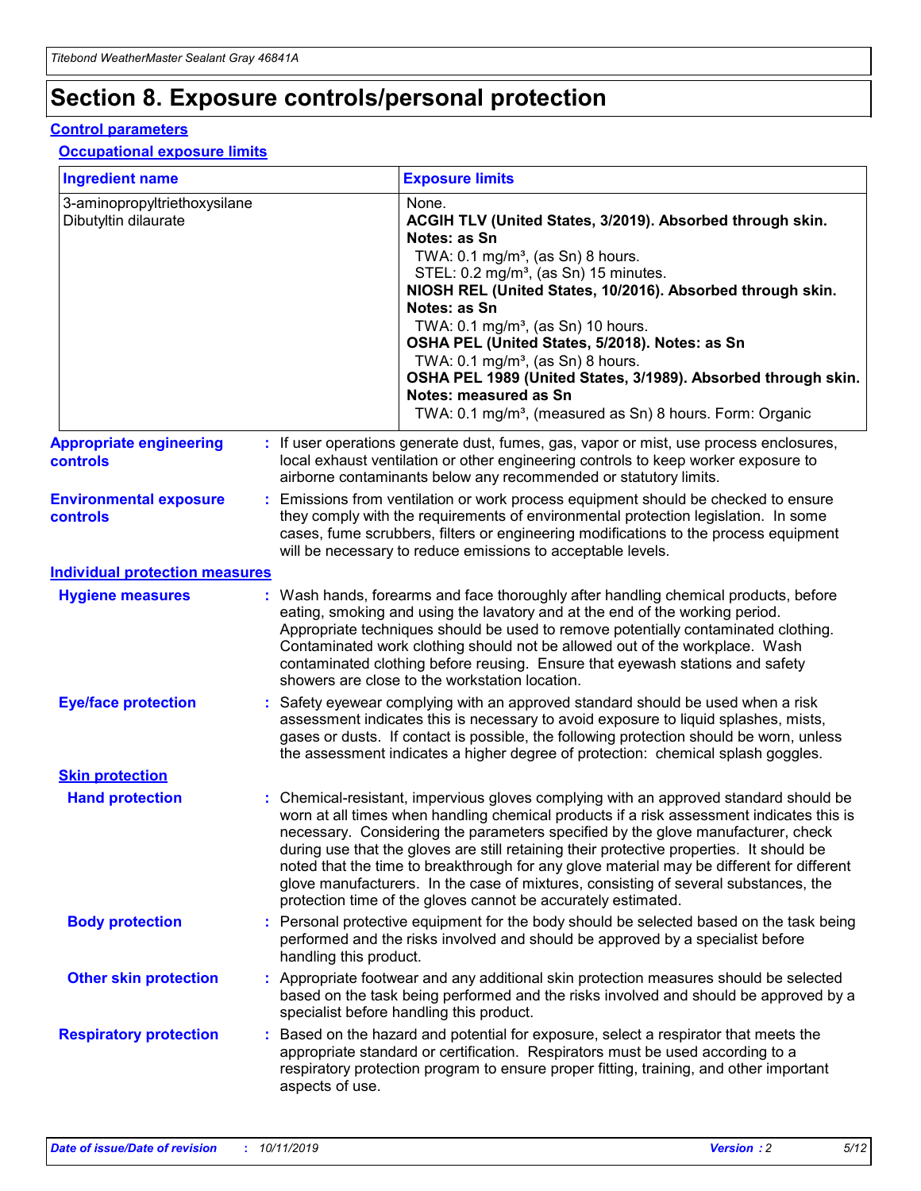# Section 8. Exposure controls/personal protection

## Control parameters

### Occupational exposure limits

| Ingredient name | Exposure limits |
|---|---|
| 3-aminopropyltriethoxysilane<br>Dibutyltin dilaurate | None.<br>**ACGIH TLV (United States, 3/2019). Absorbed through skin. Notes: as Sn**<br>TWA: 0.1 mg/m³, (as Sn) 8 hours.<br>STEL: 0.2 mg/m³, (as Sn) 15 minutes.<br>**NIOSH REL (United States, 10/2016). Absorbed through skin. Notes: as Sn**<br>TWA: 0.1 mg/m³, (as Sn) 10 hours.<br>**OSHA PEL (United States, 5/2018). Notes: as Sn**<br>TWA: 0.1 mg/m³, (as Sn) 8 hours.<br>**OSHA PEL 1989 (United States, 3/1989). Absorbed through skin. Notes: measured as Sn**<br>TWA: 0.1 mg/m³, (measured as Sn) 8 hours. Form: Organic |

**Appropriate engineering controls** : If user operations generate dust, fumes, gas, vapor or mist, use process enclosures, local exhaust ventilation or other engineering controls to keep worker exposure to airborne contaminants below any recommended or statutory limits.

**Environmental exposure controls** : Emissions from ventilation or work process equipment should be checked to ensure they comply with the requirements of environmental protection legislation. In some cases, fume scrubbers, filters or engineering modifications to the process equipment will be necessary to reduce emissions to acceptable levels.

## Individual protection measures

**Hygiene measures** : Wash hands, forearms and face thoroughly after handling chemical products, before eating, smoking and using the lavatory and at the end of the working period. Appropriate techniques should be used to remove potentially contaminated clothing. Contaminated work clothing should not be allowed out of the workplace. Wash contaminated clothing before reusing. Ensure that eyewash stations and safety showers are close to the workstation location.

**Eye/face protection** : Safety eyewear complying with an approved standard should be used when a risk assessment indicates this is necessary to avoid exposure to liquid splashes, mists, gases or dusts. If contact is possible, the following protection should be worn, unless the assessment indicates a higher degree of protection: chemical splash goggles.

### Skin protection

**Hand protection** : Chemical-resistant, impervious gloves complying with an approved standard should be worn at all times when handling chemical products if a risk assessment indicates this is necessary. Considering the parameters specified by the glove manufacturer, check during use that the gloves are still retaining their protective properties. It should be noted that the time to breakthrough for any glove material may be different for different glove manufacturers. In the case of mixtures, consisting of several substances, the protection time of the gloves cannot be accurately estimated.

**Body protection** : Personal protective equipment for the body should be selected based on the task being performed and the risks involved and should be approved by a specialist before handling this product.

**Other skin protection** : Appropriate footwear and any additional skin protection measures should be selected based on the task being performed and the risks involved and should be approved by a specialist before handling this product.

**Respiratory protection** : Based on the hazard and potential for exposure, select a respirator that meets the appropriate standard or certification. Respirators must be used according to a respiratory protection program to ensure proper fitting, training, and other important aspects of use.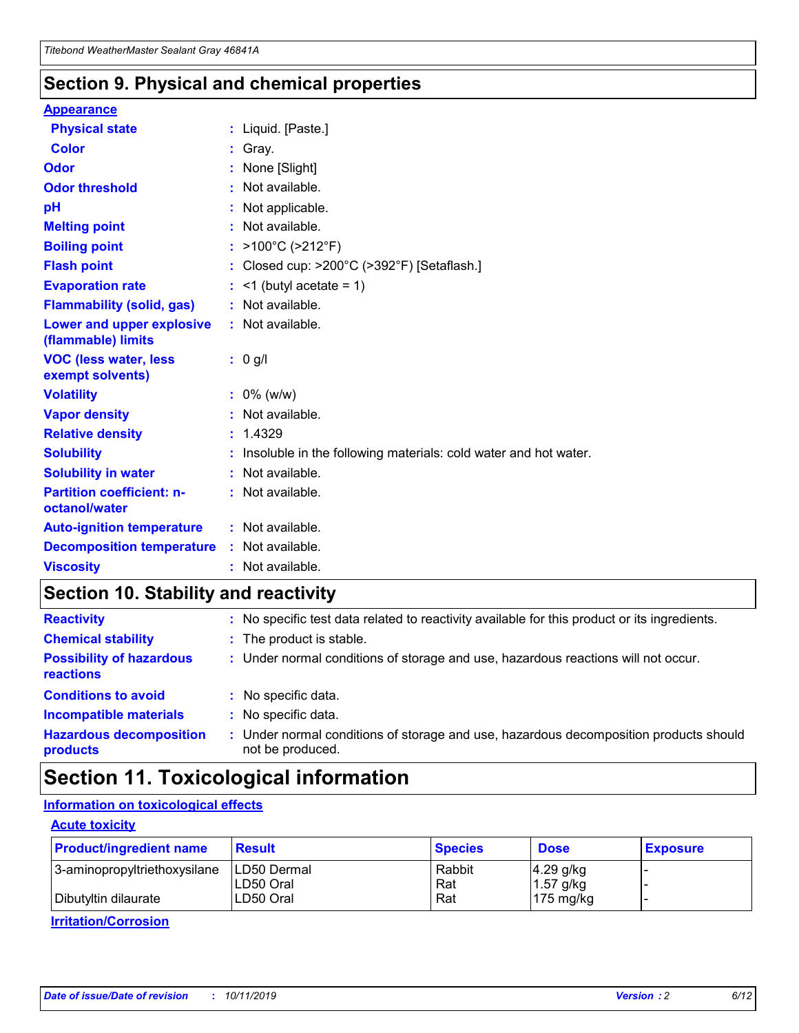## Section 9. Physical and chemical properties

**Appearance**

| | | |
|---|---|---|
| **Physical state** | : | Liquid. [Paste.] |
| **Color** | : | Gray. |
| **Odor** | : | None [Slight] |
| **Odor threshold** | : | Not available. |
| **pH** | : | Not applicable. |
| **Melting point** | : | Not available. |
| **Boiling point** | : | >100°C (>212°F) |
| **Flash point** | : | Closed cup: >200°C (>392°F) [Setaflash.] |
| **Evaporation rate** | : | <1 (butyl acetate = 1) |
| **Flammability (solid, gas)** | : | Not available. |
| **Lower and upper explosive (flammable) limits** | : | Not available. |
| **VOC (less water, less exempt solvents)** | : | 0 g/l |
| **Volatility** | : | 0% (w/w) |
| **Vapor density** | : | Not available. |
| **Relative density** | : | 1.4329 |
| **Solubility** | : | Insoluble in the following materials: cold water and hot water. |
| **Solubility in water** | : | Not available. |
| **Partition coefficient: n-octanol/water** | : | Not available. |
| **Auto-ignition temperature** | : | Not available. |
| **Decomposition temperature** | : | Not available. |
| **Viscosity** | : | Not available. |

## Section 10. Stability and reactivity

| | | |
|---|---|---|
| **Reactivity** | : | No specific test data related to reactivity available for this product or its ingredients. |
| **Chemical stability** | : | The product is stable. |
| **Possibility of hazardous reactions** | : | Under normal conditions of storage and use, hazardous reactions will not occur. |
| **Conditions to avoid** | : | No specific data. |
| **Incompatible materials** | : | No specific data. |
| **Hazardous decomposition products** | : | Under normal conditions of storage and use, hazardous decomposition products should not be produced. |

## Section 11. Toxicological information

**Information on toxicological effects**

**Acute toxicity**

| Product/ingredient name | Result | Species | Dose | Exposure |
|---|---|---|---|---|
| 3-aminopropyltriethoxysilane | LD50 Dermal | Rabbit | 4.29 g/kg | - |
| | LD50 Oral | Rat | 1.57 g/kg | - |
| Dibutyltin dilaurate | LD50 Oral | Rat | 175 mg/kg | - |

**Irritation/Corrosion**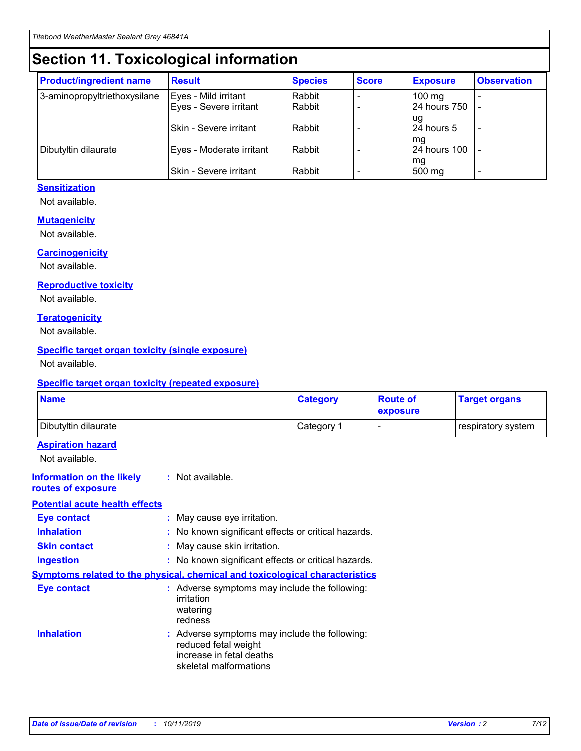# Section 11. Toxicological information

| Product/ingredient name | Result | Species | Score | Exposure | Observation |
|---|---|---|---|---|---|
| 3-aminopropyltriethoxysilane | Eyes - Mild irritant | Rabbit | - | 100 mg | - |
| | Eyes - Severe irritant | Rabbit | - | 24 hours 750 ug | - |
| | Skin - Severe irritant | Rabbit | - | 24 hours 5 mg | - |
| Dibutyltin dilaurate | Eyes - Moderate irritant | Rabbit | - | 24 hours 100 mg | - |
| | Skin - Severe irritant | Rabbit | - | 500 mg | - |

### Sensitization

Not available.

### Mutagenicity

Not available.

### Carcinogenicity

Not available.

### Reproductive toxicity

Not available.

### Teratogenicity

Not available.

### Specific target organ toxicity (single exposure)

Not available.

### Specific target organ toxicity (repeated exposure)

| Name | Category | Route of exposure | Target organs |
|---|---|---|---|
| Dibutyltin dilaurate | Category 1 | - | respiratory system |

### Aspiration hazard

Not available.

**Information on the likely routes of exposure** : Not available.

### Potential acute health effects

**Eye contact** : May cause eye irritation.

**Inhalation** : No known significant effects or critical hazards.

**Skin contact** : May cause skin irritation.

**Ingestion** : No known significant effects or critical hazards.

### Symptoms related to the physical, chemical and toxicological characteristics

**Eye contact** : Adverse symptoms may include the following:
irritation
watering
redness

**Inhalation** : Adverse symptoms may include the following:
reduced fetal weight
increase in fetal deaths
skeletal malformations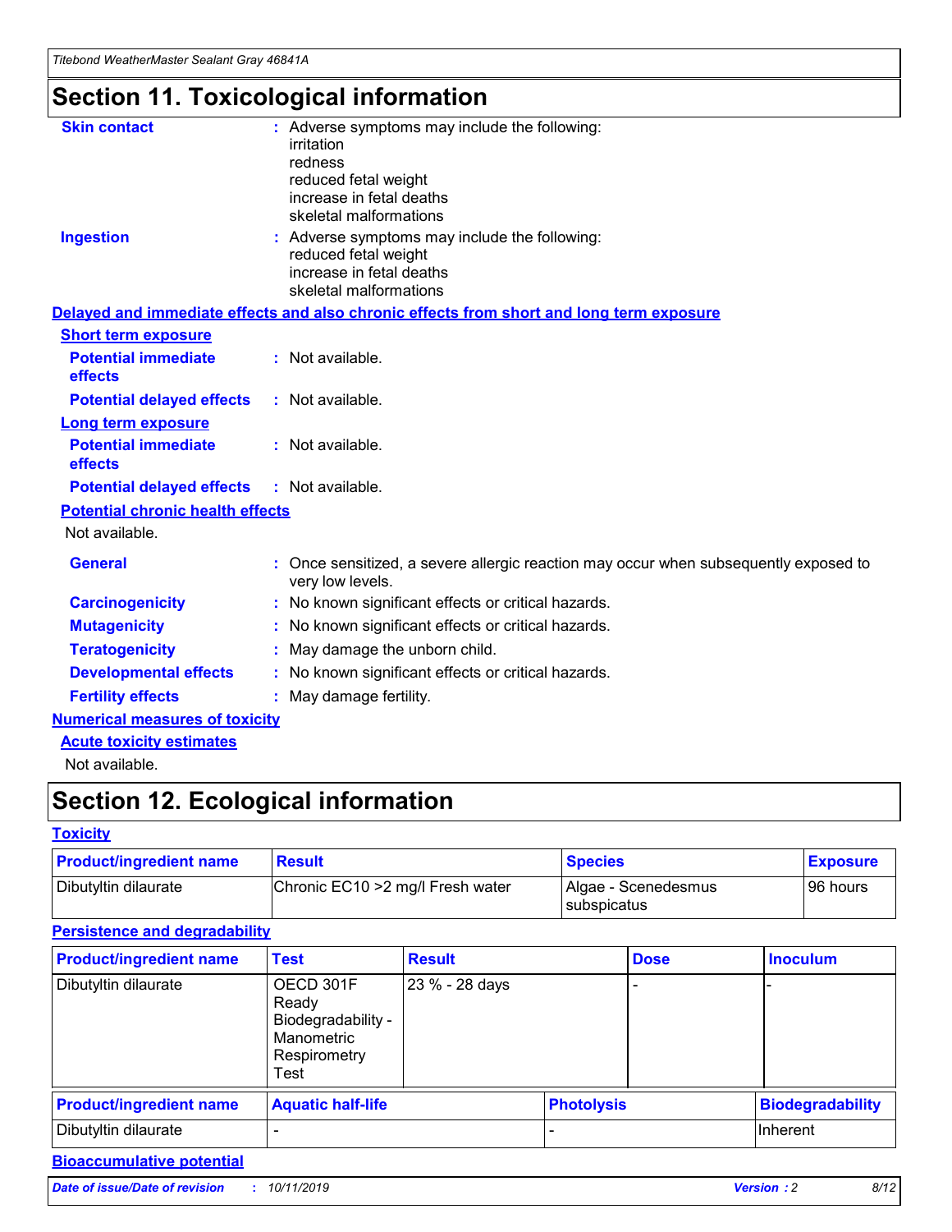# Section 11. Toxicological information

**Skin contact** : Adverse symptoms may include the following:
irritation
redness
reduced fetal weight
increase in fetal deaths
skeletal malformations

**Ingestion** : Adverse symptoms may include the following:
reduced fetal weight
increase in fetal deaths
skeletal malformations

**Delayed and immediate effects and also chronic effects from short and long term exposure**

**Short term exposure**

**Potential immediate effects** : Not available.

**Potential delayed effects** : Not available.

**Long term exposure**

**Potential immediate effects** : Not available.

**Potential delayed effects** : Not available.

**Potential chronic health effects**

Not available.

**General** : Once sensitized, a severe allergic reaction may occur when subsequently exposed to very low levels.

**Carcinogenicity** : No known significant effects or critical hazards.

**Mutagenicity** : No known significant effects or critical hazards.

**Teratogenicity** : May damage the unborn child.

**Developmental effects** : No known significant effects or critical hazards.

**Fertility effects** : May damage fertility.

**Numerical measures of toxicity**

**Acute toxicity estimates**

Not available.

# Section 12. Ecological information

**Toxicity**

| Product/ingredient name | Result | Species | Exposure |
|---|---|---|---|
| Dibutyltin dilaurate | Chronic EC10 >2 mg/l Fresh water | Algae - Scenedesmus subspicatus | 96 hours |

**Persistence and degradability**

| Product/ingredient name | Test | Result | Dose | Inoculum |
|---|---|---|---|---|
| Dibutyltin dilaurate | OECD 301F Ready Biodegradability - Manometric Respirometry Test | 23 % - 28 days | - | - |

| Product/ingredient name | Aquatic half-life | Photolysis | Biodegradability |
|---|---|---|---|
| Dibutyltin dilaurate | - | - | Inherent |

**Bioaccumulative potential**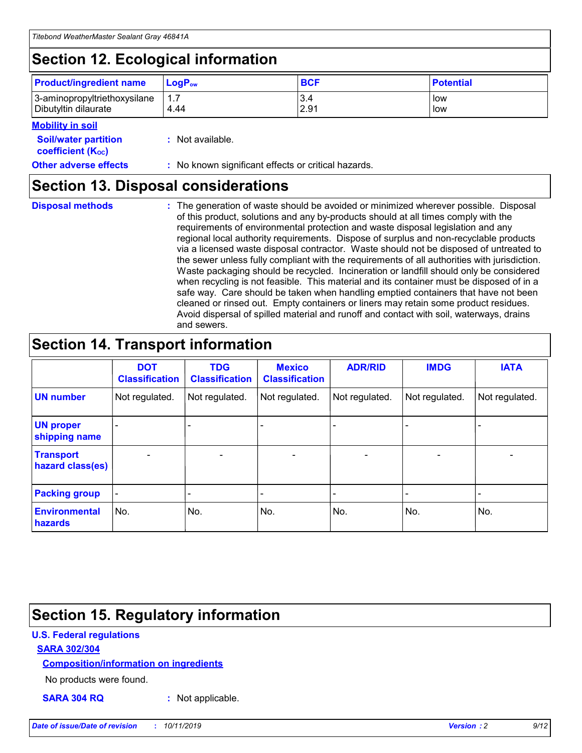## Section 12. Ecological information

| Product/ingredient name | $LogP_{ow}$ | BCF | Potential |
|---|---|---|---|
| 3-aminopropyltriethoxysilane | 1.7 | 3.4 | low |
| Dibutyltin dilaurate | 4.44 | 2.91 | low |

**Mobility in soil**

**Soil/water partition coefficient ($K_{OC}$)** : Not available.

**Other adverse effects** : No known significant effects or critical hazards.

## Section 13. Disposal considerations

**Disposal methods** : The generation of waste should be avoided or minimized wherever possible. Disposal of this product, solutions and any by-products should at all times comply with the requirements of environmental protection and waste disposal legislation and any regional local authority requirements. Dispose of surplus and non-recyclable products via a licensed waste disposal contractor. Waste should not be disposed of untreated to the sewer unless fully compliant with the requirements of all authorities with jurisdiction. Waste packaging should be recycled. Incineration or landfill should only be considered when recycling is not feasible. This material and its container must be disposed of in a safe way. Care should be taken when handling emptied containers that have not been cleaned or rinsed out. Empty containers or liners may retain some product residues. Avoid dispersal of spilled material and runoff and contact with soil, waterways, drains and sewers.

## Section 14. Transport information

| | DOT Classification | TDG Classification | Mexico Classification | ADR/RID | IMDG | IATA |
|---|---|---|---|---|---|---|
| UN number | Not regulated. | Not regulated. | Not regulated. | Not regulated. | Not regulated. | Not regulated. |
| UN proper shipping name | - | - | - | - | - | - |
| Transport hazard class(es) | - | - | - | - | - | - |
| Packing group | - | - | - | - | - | - |
| Environmental hazards | No. | No. | No. | No. | No. | No. |

## Section 15. Regulatory information

**U.S. Federal regulations**

**SARA 302/304**

**Composition/information on ingredients**

No products were found.

**SARA 304 RQ** : Not applicable.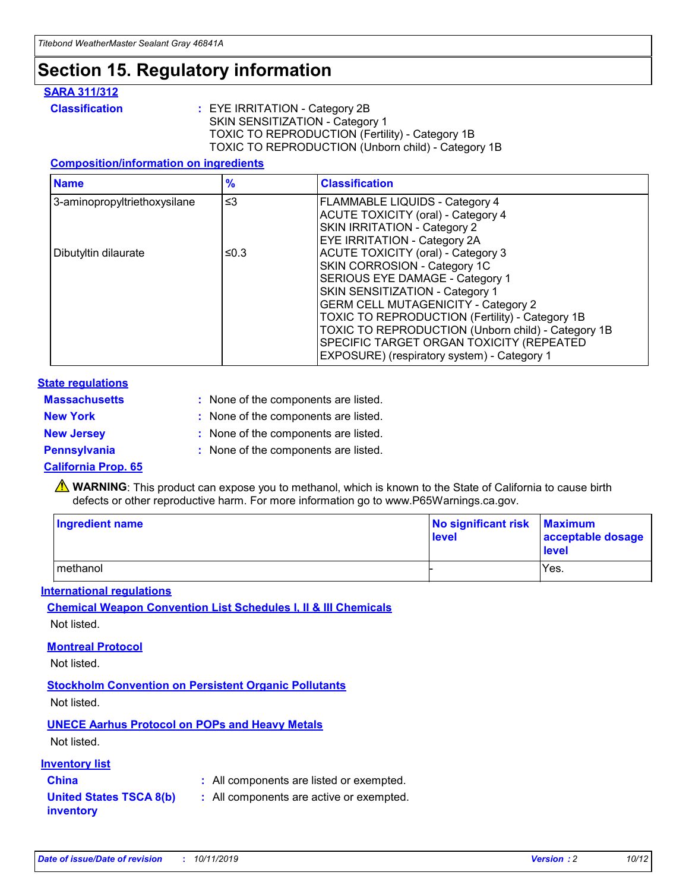# Section 15. Regulatory information

### SARA 311/312

**Classification** : EYE IRRITATION - Category 2B
SKIN SENSITIZATION - Category 1
TOXIC TO REPRODUCTION (Fertility) - Category 1B
TOXIC TO REPRODUCTION (Unborn child) - Category 1B

#### Composition/information on ingredients

| Name | % | Classification |
|---|---|---|
| 3-aminopropyltriethoxysilane | ≤3 | FLAMMABLE LIQUIDS - Category 4<br>ACUTE TOXICITY (oral) - Category 4<br>SKIN IRRITATION - Category 2<br>EYE IRRITATION - Category 2A |
| Dibutyltin dilaurate | ≤0.3 | ACUTE TOXICITY (oral) - Category 3<br>SKIN CORROSION - Category 1C<br>SERIOUS EYE DAMAGE - Category 1<br>SKIN SENSITIZATION - Category 1<br>GERM CELL MUTAGENICITY - Category 2<br>TOXIC TO REPRODUCTION (Fertility) - Category 1B<br>TOXIC TO REPRODUCTION (Unborn child) - Category 1B<br>SPECIFIC TARGET ORGAN TOXICITY (REPEATED EXPOSURE) (respiratory system) - Category 1 |

### State regulations

**Massachusetts** : None of the components are listed.

**New York** : None of the components are listed.

**New Jersey** : None of the components are listed.

**Pennsylvania** : None of the components are listed.

### California Prop. 65

⚠ **WARNING**: This product can expose you to methanol, which is known to the State of California to cause birth defects or other reproductive harm. For more information go to www.P65Warnings.ca.gov.

| Ingredient name | No significant risk level | Maximum acceptable dosage level |
|---|---|---|
| methanol | - | Yes. |

### International regulations

#### Chemical Weapon Convention List Schedules I, II & III Chemicals

Not listed.

#### Montreal Protocol

Not listed.

#### Stockholm Convention on Persistent Organic Pollutants

Not listed.

#### UNECE Aarhus Protocol on POPs and Heavy Metals

Not listed.

### Inventory list

**China** : All components are listed or exempted.

**United States TSCA 8(b) inventory** : All components are active or exempted.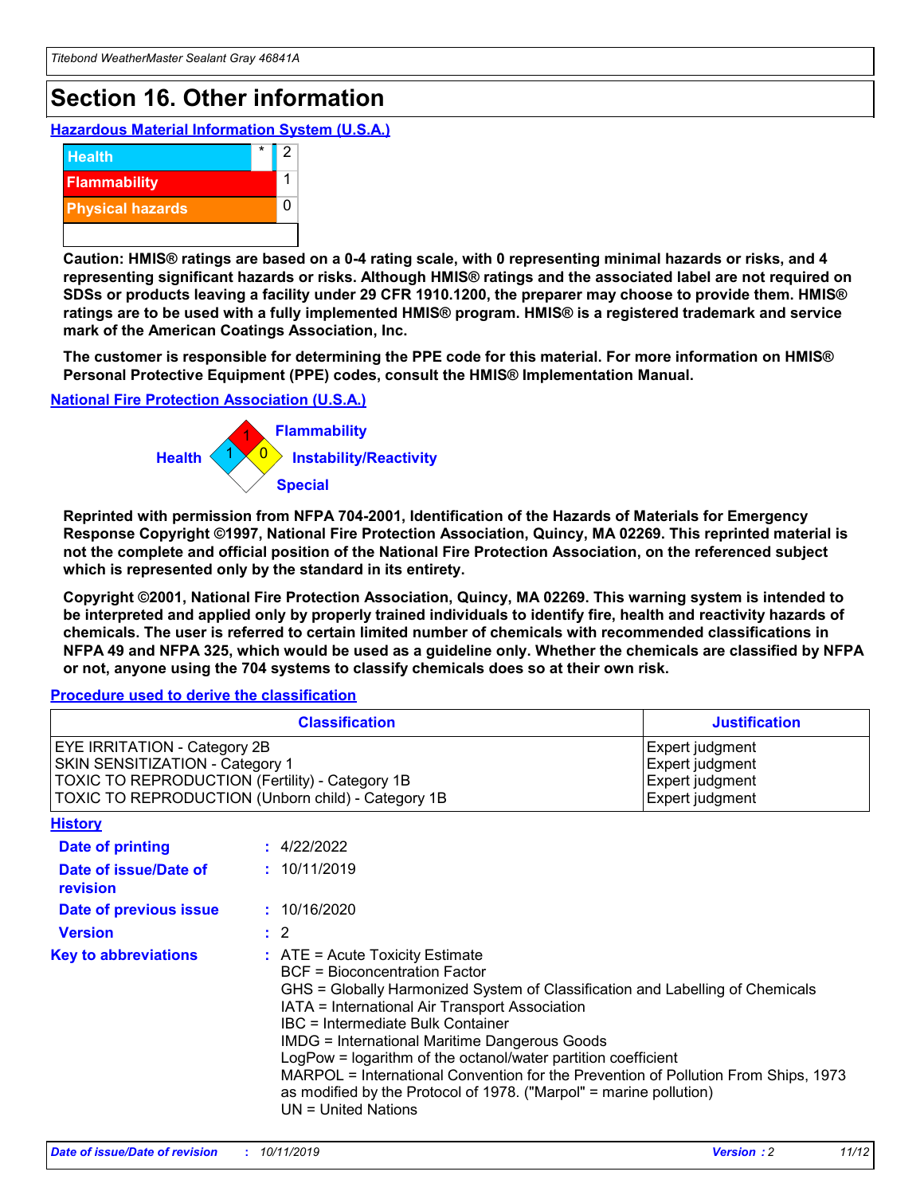# Section 16. Other information

## Hazardous Material Information System (U.S.A.)

| | | |
|---|---|---|
| Health | * | 2 |
| Flammability | | 1 |
| Physical hazards | | 0 |

**Caution: HMIS® ratings are based on a 0-4 rating scale, with 0 representing minimal hazards or risks, and 4 representing significant hazards or risks. Although HMIS® ratings and the associated label are not required on SDSs or products leaving a facility under 29 CFR 1910.1200, the preparer may choose to provide them. HMIS® ratings are to be used with a fully implemented HMIS® program. HMIS® is a registered trademark and service mark of the American Coatings Association, Inc.**

**The customer is responsible for determining the PPE code for this material. For more information on HMIS® Personal Protective Equipment (PPE) codes, consult the HMIS® Implementation Manual.**

## National Fire Protection Association (U.S.A.)

Flammability: 1
Health: 1
Instability/Reactivity: 0
Special:

**Reprinted with permission from NFPA 704-2001, Identification of the Hazards of Materials for Emergency Response Copyright ©1997, National Fire Protection Association, Quincy, MA 02269. This reprinted material is not the complete and official position of the National Fire Protection Association, on the referenced subject which is represented only by the standard in its entirety.**

**Copyright ©2001, National Fire Protection Association, Quincy, MA 02269. This warning system is intended to be interpreted and applied only by properly trained individuals to identify fire, health and reactivity hazards of chemicals. The user is referred to certain limited number of chemicals with recommended classifications in NFPA 49 and NFPA 325, which would be used as a guideline only. Whether the chemicals are classified by NFPA or not, anyone using the 704 systems to classify chemicals does so at their own risk.**

## Procedure used to derive the classification

| Classification | Justification |
|---|---|
| EYE IRRITATION - Category 2B | Expert judgment |
| SKIN SENSITIZATION - Category 1 | Expert judgment |
| TOXIC TO REPRODUCTION (Fertility) - Category 1B | Expert judgment |
| TOXIC TO REPRODUCTION (Unborn child) - Category 1B | Expert judgment |

## History

**Date of printing** : 4/22/2022

**Date of issue/Date of revision** : 10/11/2019

**Date of previous issue** : 10/16/2020

**Version** : 2

**Key to abbreviations** : ATE = Acute Toxicity Estimate
BCF = Bioconcentration Factor
GHS = Globally Harmonized System of Classification and Labelling of Chemicals
IATA = International Air Transport Association
IBC = Intermediate Bulk Container
IMDG = International Maritime Dangerous Goods
LogPow = logarithm of the octanol/water partition coefficient
MARPOL = International Convention for the Prevention of Pollution From Ships, 1973 as modified by the Protocol of 1978. ("Marpol" = marine pollution)
UN = United Nations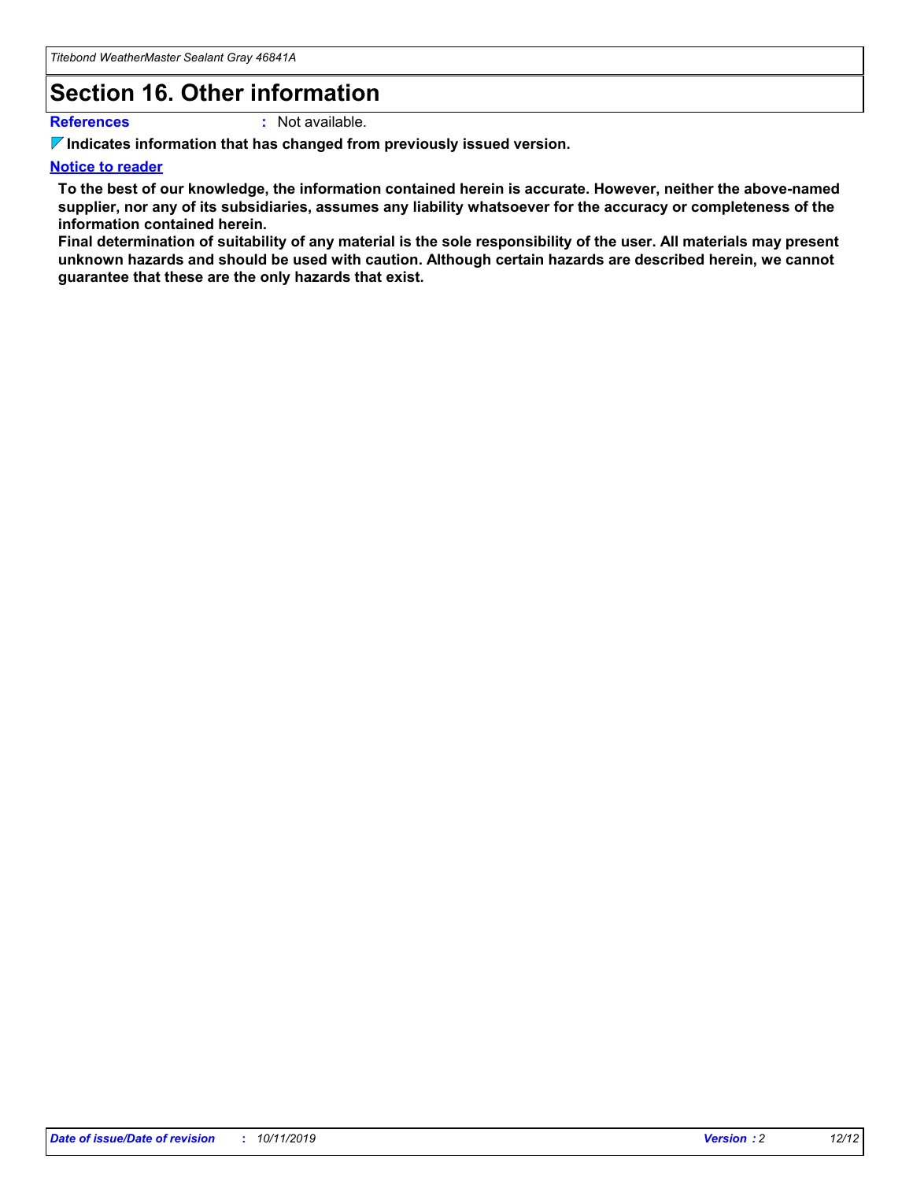## Section 16. Other information

**References** : Not available.

**Indicates information that has changed from previously issued version.**

**Notice to reader**

**To the best of our knowledge, the information contained herein is accurate. However, neither the above-named supplier, nor any of its subsidiaries, assumes any liability whatsoever for the accuracy or completeness of the information contained herein.**

**Final determination of suitability of any material is the sole responsibility of the user. All materials may present unknown hazards and should be used with caution. Although certain hazards are described herein, we cannot guarantee that these are the only hazards that exist.**